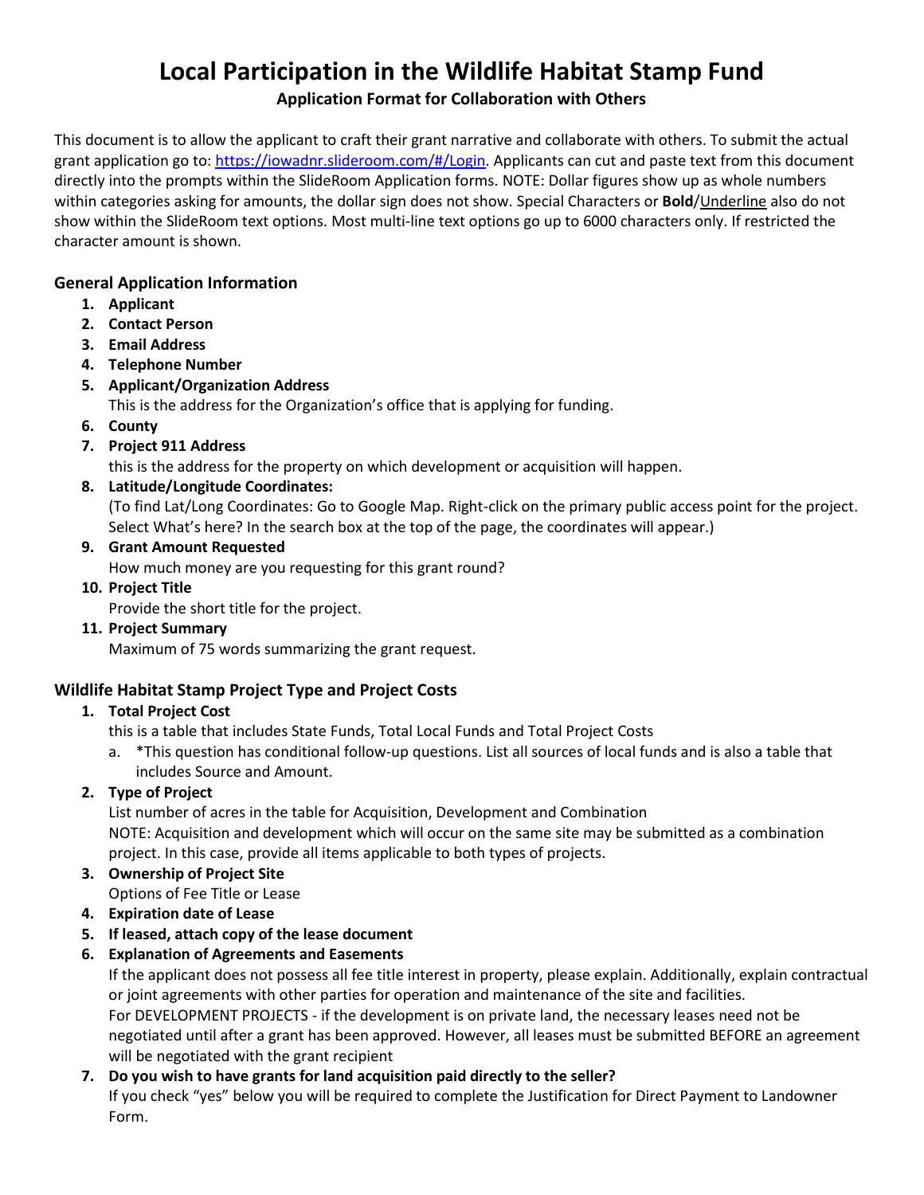# Local Participation in the Wildlife Habitat Stamp Fund

**Application Format for Collaboration with Others**

This document is to allow the applicant to craft their grant narrative and collaborate with others. To submit the actual grant application go to: [https://iowadnr.slideroom.com/#/Login](https://iowadnr.slideroom.com/#/Login). Applicants can cut and paste text from this document directly into the prompts within the SlideRoom Application forms. NOTE: Dollar figures show up as whole numbers within categories asking for amounts, the dollar sign does not show. Special Characters or **Bold**/<u>Underline</u> also do not show within the SlideRoom text options. Most multi-line text options go up to 6000 characters only. If restricted the character amount is shown.

## General Application Information

1. **Applicant**
2. **Contact Person**
3. **Email Address**
4. **Telephone Number**
5. **Applicant/Organization Address**
   This is the address for the Organization's office that is applying for funding.
6. **County**
7. **Project 911 Address**
   this is the address for the property on which development or acquisition will happen.
8. **Latitude/Longitude Coordinates:**
   (To find Lat/Long Coordinates: Go to Google Map. Right-click on the primary public access point for the project. Select What's here? In the search box at the top of the page, the coordinates will appear.)
9. **Grant Amount Requested**
   How much money are you requesting for this grant round?
10. **Project Title**
    Provide the short title for the project.
11. **Project Summary**
    Maximum of 75 words summarizing the grant request.

## Wildlife Habitat Stamp Project Type and Project Costs

1. **Total Project Cost**
   this is a table that includes State Funds, Total Local Funds and Total Project Costs
   a. *This question has conditional follow-up questions. List all sources of local funds and is also a table that includes Source and Amount.
2. **Type of Project**
   List number of acres in the table for Acquisition, Development and Combination
   NOTE: Acquisition and development which will occur on the same site may be submitted as a combination project. In this case, provide all items applicable to both types of projects.
3. **Ownership of Project Site**
   Options of Fee Title or Lease
4. **Expiration date of Lease**
5. **If leased, attach copy of the lease document**
6. **Explanation of Agreements and Easements**
   If the applicant does not possess all fee title interest in property, please explain. Additionally, explain contractual or joint agreements with other parties for operation and maintenance of the site and facilities.
   For DEVELOPMENT PROJECTS - if the development is on private land, the necessary leases need not be negotiated until after a grant has been approved. However, all leases must be submitted BEFORE an agreement will be negotiated with the grant recipient
7. **Do you wish to have grants for land acquisition paid directly to the seller?**
   If you check "yes" below you will be required to complete the Justification for Direct Payment to Landowner Form.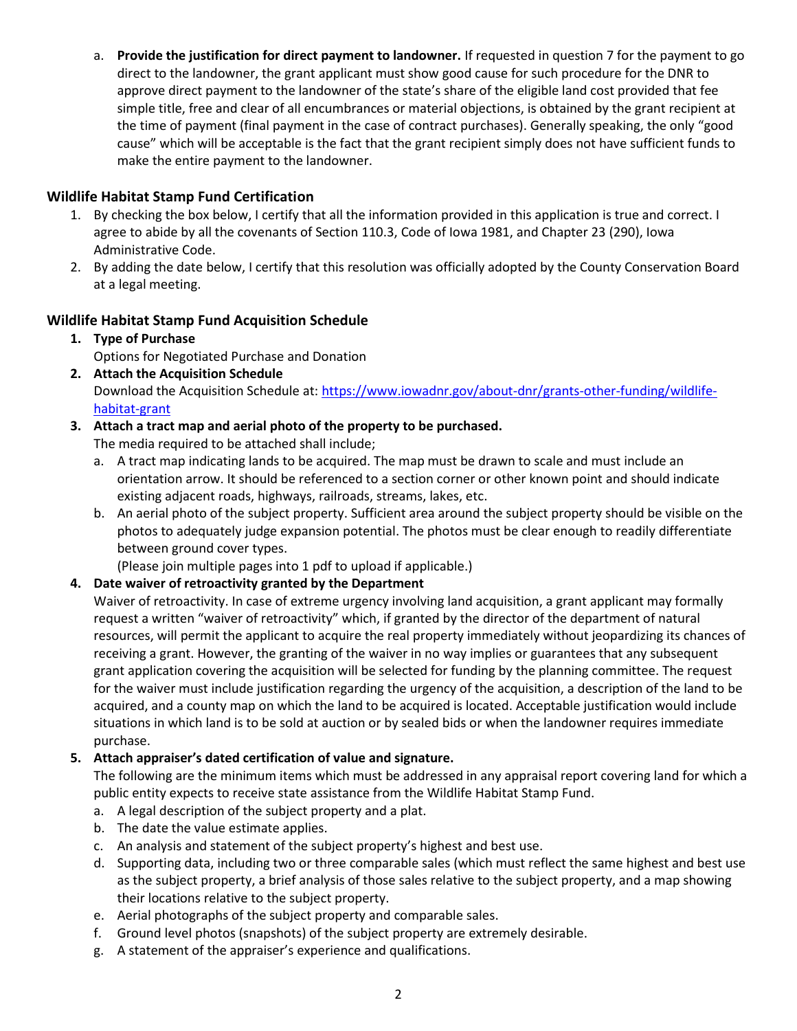a. **Provide the justification for direct payment to landowner.** If requested in question 7 for the payment to go direct to the landowner, the grant applicant must show good cause for such procedure for the DNR to approve direct payment to the landowner of the state's share of the eligible land cost provided that fee simple title, free and clear of all encumbrances or material objections, is obtained by the grant recipient at the time of payment (final payment in the case of contract purchases). Generally speaking, the only "good cause" which will be acceptable is the fact that the grant recipient simply does not have sufficient funds to make the entire payment to the landowner.

## Wildlife Habitat Stamp Fund Certification

1. By checking the box below, I certify that all the information provided in this application is true and correct. I agree to abide by all the covenants of Section 110.3, Code of Iowa 1981, and Chapter 23 (290), Iowa Administrative Code.
2. By adding the date below, I certify that this resolution was officially adopted by the County Conservation Board at a legal meeting.

## Wildlife Habitat Stamp Fund Acquisition Schedule

1. **Type of Purchase**
   Options for Negotiated Purchase and Donation
2. **Attach the Acquisition Schedule**
   Download the Acquisition Schedule at: [https://www.iowadnr.gov/about-dnr/grants-other-funding/wildlife-habitat-grant](https://www.iowadnr.gov/about-dnr/grants-other-funding/wildlife-habitat-grant)
3. **Attach a tract map and aerial photo of the property to be purchased.**
   The media required to be attached shall include;
   a. A tract map indicating lands to be acquired. The map must be drawn to scale and must include an orientation arrow. It should be referenced to a section corner or other known point and should indicate existing adjacent roads, highways, railroads, streams, lakes, etc.
   b. An aerial photo of the subject property. Sufficient area around the subject property should be visible on the photos to adequately judge expansion potential. The photos must be clear enough to readily differentiate between ground cover types.
   (Please join multiple pages into 1 pdf to upload if applicable.)
4. **Date waiver of retroactivity granted by the Department**
   Waiver of retroactivity. In case of extreme urgency involving land acquisition, a grant applicant may formally request a written "waiver of retroactivity" which, if granted by the director of the department of natural resources, will permit the applicant to acquire the real property immediately without jeopardizing its chances of receiving a grant. However, the granting of the waiver in no way implies or guarantees that any subsequent grant application covering the acquisition will be selected for funding by the planning committee. The request for the waiver must include justification regarding the urgency of the acquisition, a description of the land to be acquired, and a county map on which the land to be acquired is located. Acceptable justification would include situations in which land is to be sold at auction or by sealed bids or when the landowner requires immediate purchase.
5. **Attach appraiser's dated certification of value and signature.**
   The following are the minimum items which must be addressed in any appraisal report covering land for which a public entity expects to receive state assistance from the Wildlife Habitat Stamp Fund.
   a. A legal description of the subject property and a plat.
   b. The date the value estimate applies.
   c. An analysis and statement of the subject property's highest and best use.
   d. Supporting data, including two or three comparable sales (which must reflect the same highest and best use as the subject property, a brief analysis of those sales relative to the subject property, and a map showing their locations relative to the subject property.
   e. Aerial photographs of the subject property and comparable sales.
   f. Ground level photos (snapshots) of the subject property are extremely desirable.
   g. A statement of the appraiser's experience and qualifications.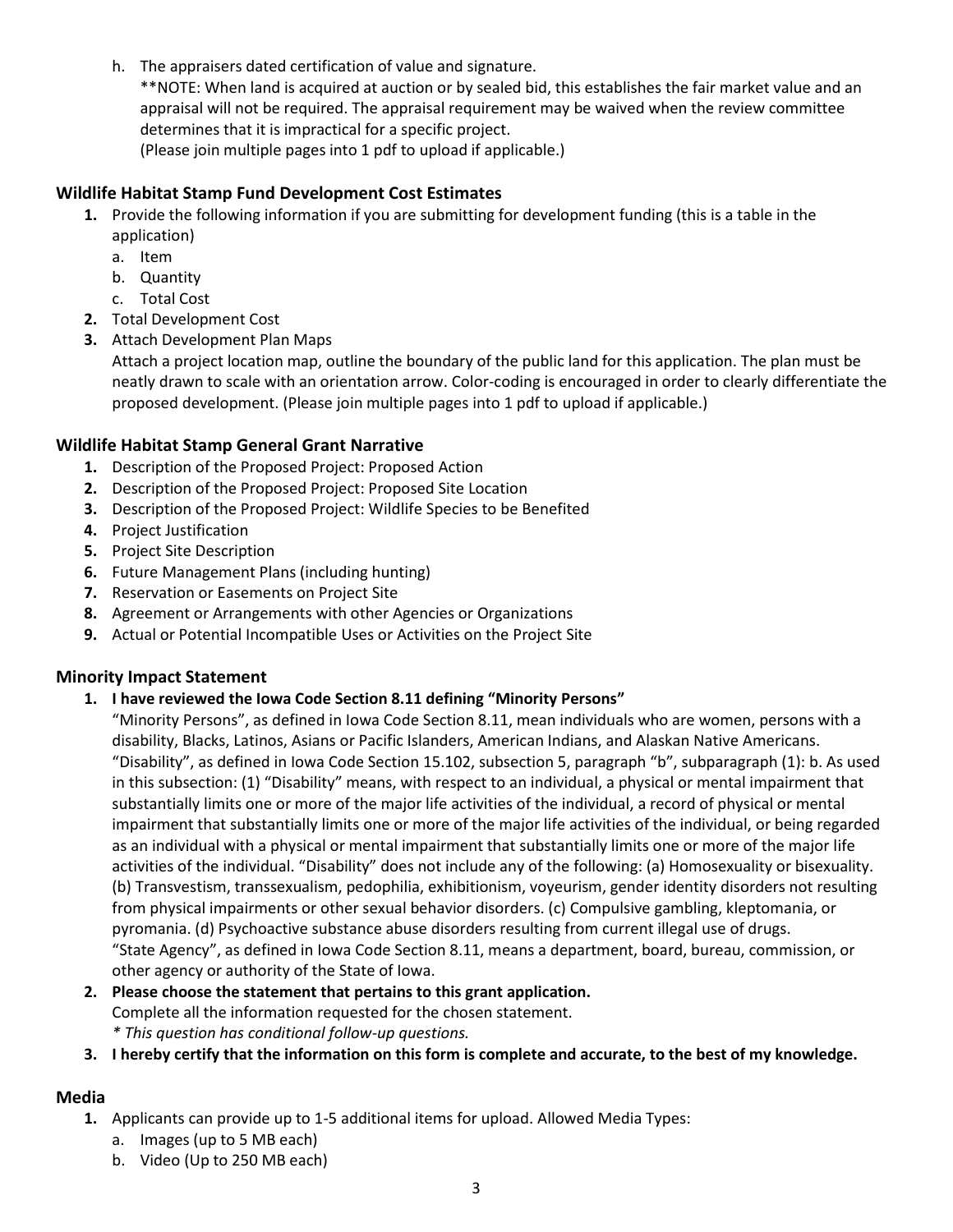h. The appraisers dated certification of value and signature.
   **NOTE: When land is acquired at auction or by sealed bid, this establishes the fair market value and an appraisal will not be required. The appraisal requirement may be waived when the review committee determines that it is impractical for a specific project.
   (Please join multiple pages into 1 pdf to upload if applicable.)

### Wildlife Habitat Stamp Fund Development Cost Estimates

1. Provide the following information if you are submitting for development funding (this is a table in the application)
   a. Item
   b. Quantity
   c. Total Cost
2. Total Development Cost
3. Attach Development Plan Maps
   Attach a project location map, outline the boundary of the public land for this application. The plan must be neatly drawn to scale with an orientation arrow. Color-coding is encouraged in order to clearly differentiate the proposed development. (Please join multiple pages into 1 pdf to upload if applicable.)

### Wildlife Habitat Stamp General Grant Narrative

1. Description of the Proposed Project: Proposed Action
2. Description of the Proposed Project: Proposed Site Location
3. Description of the Proposed Project: Wildlife Species to be Benefited
4. Project Justification
5. Project Site Description
6. Future Management Plans (including hunting)
7. Reservation or Easements on Project Site
8. Agreement or Arrangements with other Agencies or Organizations
9. Actual or Potential Incompatible Uses or Activities on the Project Site

### Minority Impact Statement

1. **I have reviewed the Iowa Code Section 8.11 defining "Minority Persons"**
   "Minority Persons", as defined in Iowa Code Section 8.11, mean individuals who are women, persons with a disability, Blacks, Latinos, Asians or Pacific Islanders, American Indians, and Alaskan Native Americans.
   "Disability", as defined in Iowa Code Section 15.102, subsection 5, paragraph "b", subparagraph (1): b. As used in this subsection: (1) "Disability" means, with respect to an individual, a physical or mental impairment that substantially limits one or more of the major life activities of the individual, a record of physical or mental impairment that substantially limits one or more of the major life activities of the individual, or being regarded as an individual with a physical or mental impairment that substantially limits one or more of the major life activities of the individual. "Disability" does not include any of the following: (a) Homosexuality or bisexuality. (b) Transvestism, transsexualism, pedophilia, exhibitionism, voyeurism, gender identity disorders not resulting from physical impairments or other sexual behavior disorders. (c) Compulsive gambling, kleptomania, or pyromania. (d) Psychoactive substance abuse disorders resulting from current illegal use of drugs.
   "State Agency", as defined in Iowa Code Section 8.11, means a department, board, bureau, commission, or other agency or authority of the State of Iowa.
2. **Please choose the statement that pertains to this grant application.**
   Complete all the information requested for the chosen statement.
   *\* This question has conditional follow-up questions.*
3. **I hereby certify that the information on this form is complete and accurate, to the best of my knowledge.**

### Media

1. Applicants can provide up to 1-5 additional items for upload. Allowed Media Types:
   a. Images (up to 5 MB each)
   b. Video (Up to 250 MB each)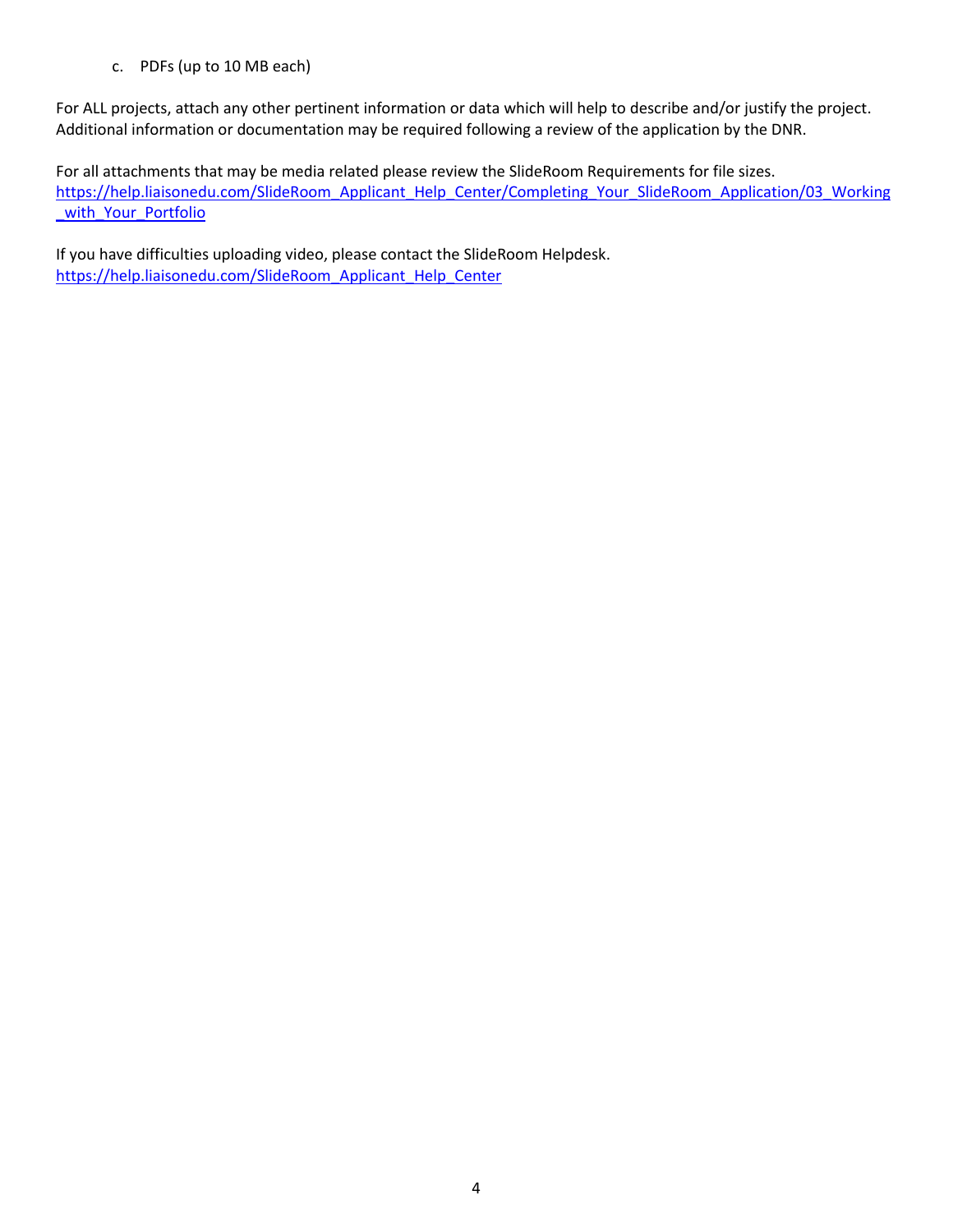c. PDFs (up to 10 MB each)

For ALL projects, attach any other pertinent information or data which will help to describe and/or justify the project. Additional information or documentation may be required following a review of the application by the DNR.

For all attachments that may be media related please review the SlideRoom Requirements for file sizes.
https://help.liaisonedu.com/SlideRoom_Applicant_Help_Center/Completing_Your_SlideRoom_Application/03_Working_with_Your_Portfolio

If you have difficulties uploading video, please contact the SlideRoom Helpdesk.
https://help.liaisonedu.com/SlideRoom_Applicant_Help_Center